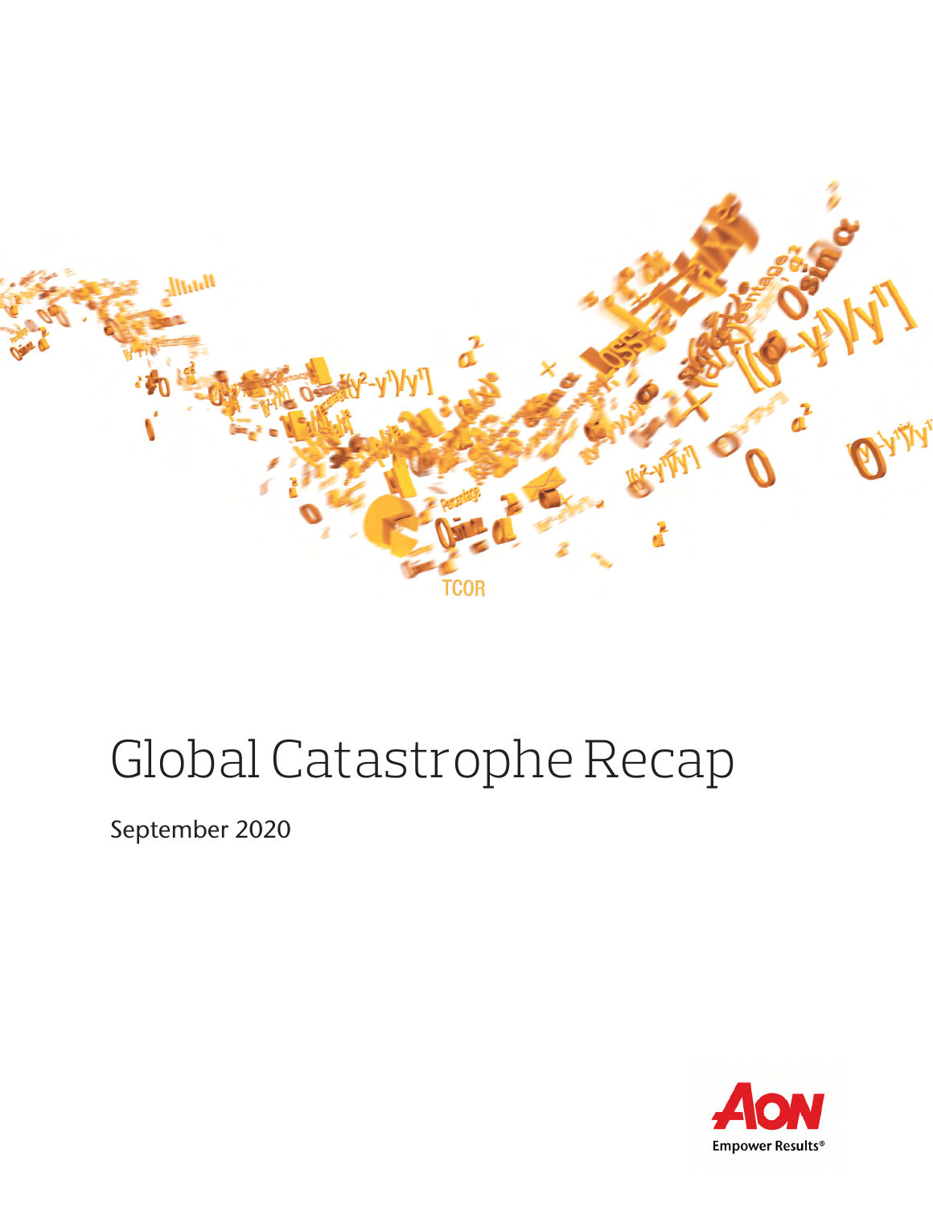# Global Catastrophe Recap

September 2020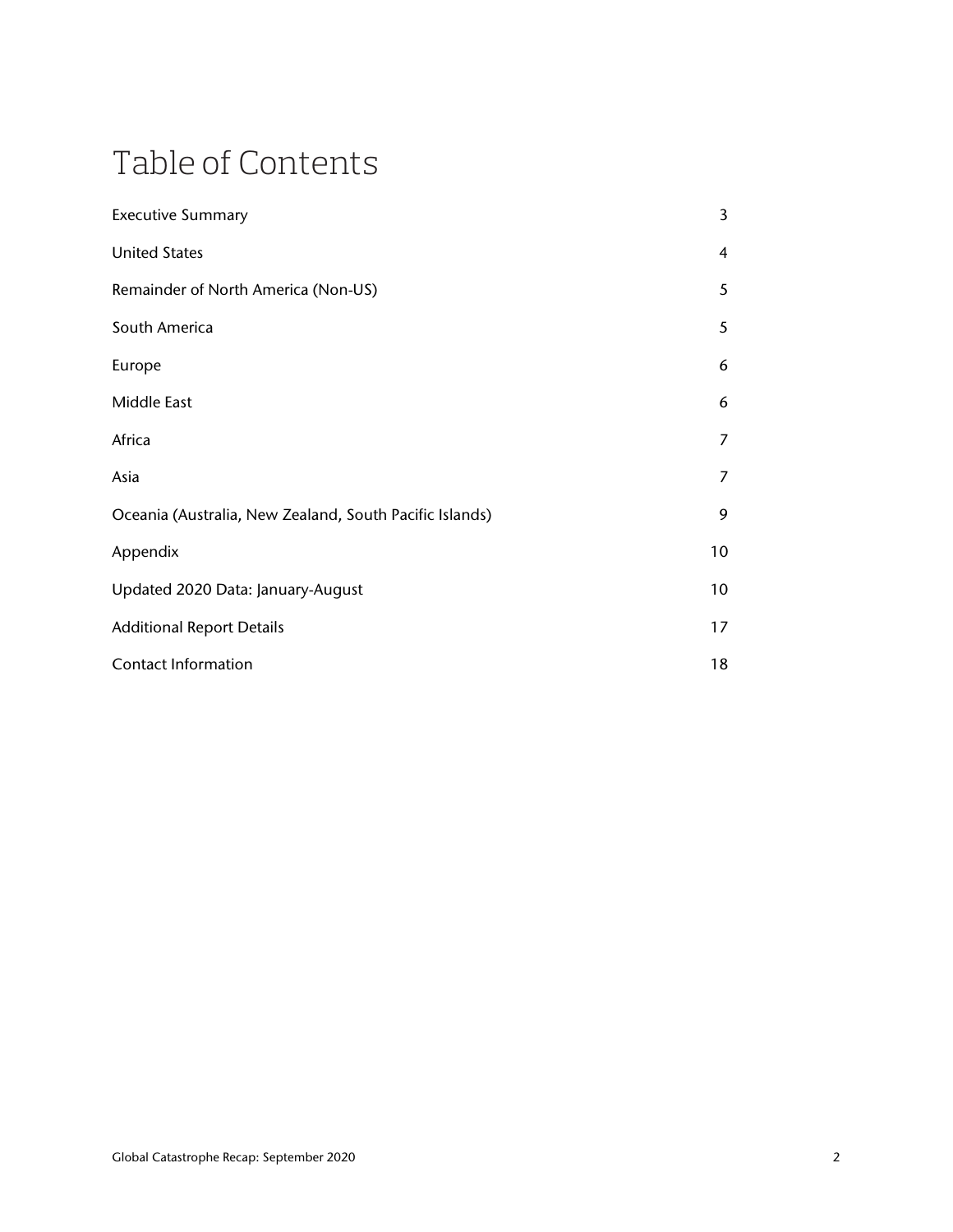# Table of Contents

| | |
|---|---|
| Executive Summary | 3 |
| United States | 4 |
| Remainder of North America (Non-US) | 5 |
| South America | 5 |
| Europe | 6 |
| Middle East | 6 |
| Africa | 7 |
| Asia | 7 |
| Oceania (Australia, New Zealand, South Pacific Islands) | 9 |
| Appendix | 10 |
| Updated 2020 Data: January-August | 10 |
| Additional Report Details | 17 |
| Contact Information | 18 |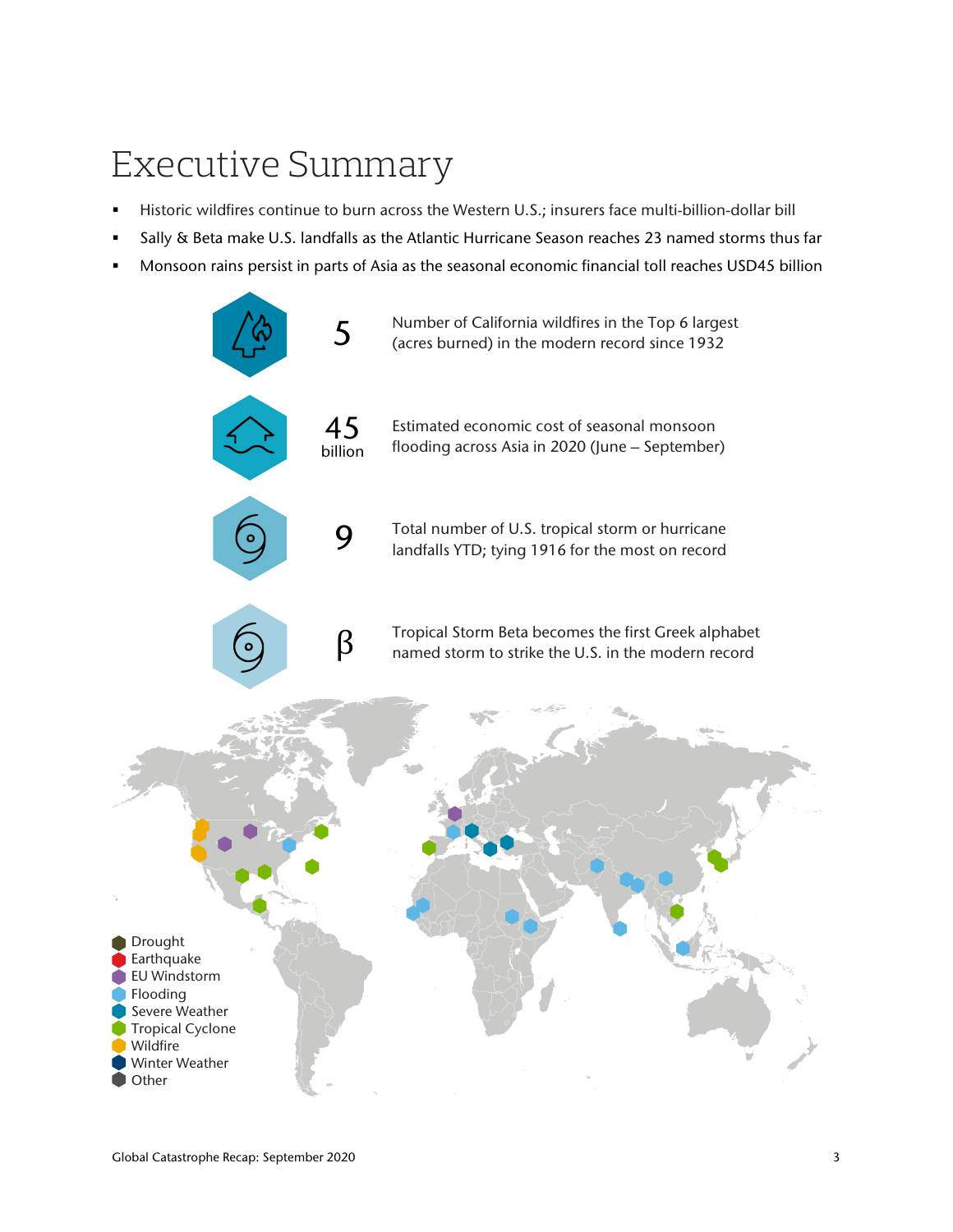# Executive Summary

- Historic wildfires continue to burn across the Western U.S.; insurers face multi-billion-dollar bill
- Sally & Beta make U.S. landfalls as the Atlantic Hurricane Season reaches 23 named storms thus far
- Monsoon rains persist in parts of Asia as the seasonal economic financial toll reaches USD45 billion

**5** — Number of California wildfires in the Top 6 largest (acres burned) in the modern record since 1932

**45 billion** — Estimated economic cost of seasonal monsoon flooding across Asia in 2020 (June – September)

**9** — Total number of U.S. tropical storm or hurricane landfalls YTD; tying 1916 for the most on record

**β** — Tropical Storm Beta becomes the first Greek alphabet named storm to strike the U.S. in the modern record

- Drought
- Earthquake
- EU Windstorm
- Flooding
- Severe Weather
- Tropical Cyclone
- Wildfire
- Winter Weather
- Other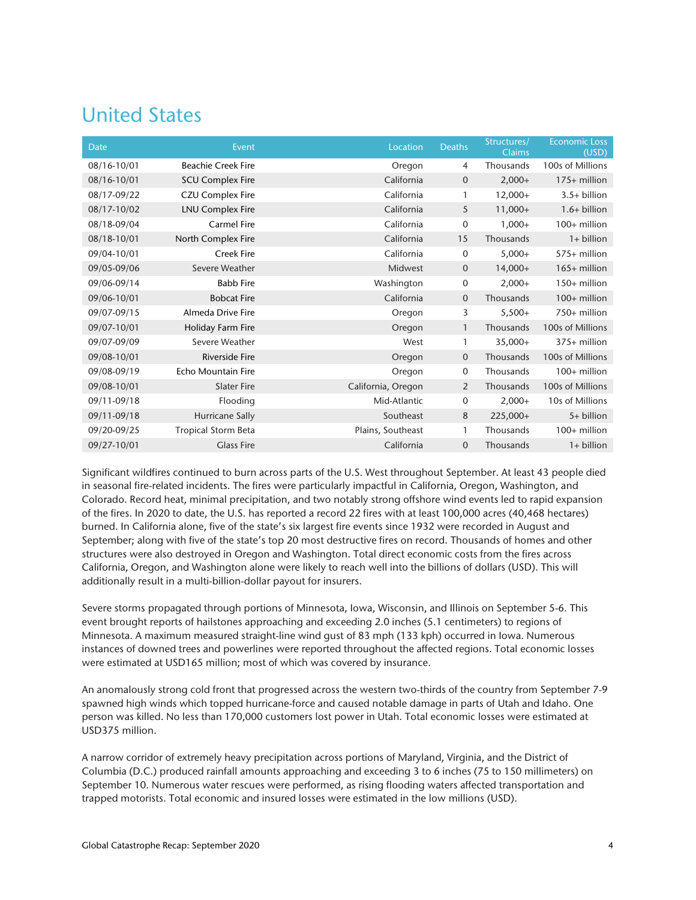# United States

| Date | Event | Location | Deaths | Structures/ Claims | Economic Loss (USD) |
|---|---|---|---|---|---|
| 08/16-10/01 | Beachie Creek Fire | Oregon | 4 | Thousands | 100s of Millions |
| 08/16-10/01 | SCU Complex Fire | California | 0 | 2,000+ | 175+ million |
| 08/17-09/22 | CZU Complex Fire | California | 1 | 12,000+ | 3.5+ billion |
| 08/17-10/02 | LNU Complex Fire | California | 5 | 11,000+ | 1.6+ billion |
| 08/18-09/04 | Carmel Fire | California | 0 | 1,000+ | 100+ million |
| 08/18-10/01 | North Complex Fire | California | 15 | Thousands | 1+ billion |
| 09/04-10/01 | Creek Fire | California | 0 | 5,000+ | 575+ million |
| 09/05-09/06 | Severe Weather | Midwest | 0 | 14,000+ | 165+ million |
| 09/06-09/14 | Babb Fire | Washington | 0 | 2,000+ | 150+ million |
| 09/06-10/01 | Bobcat Fire | California | 0 | Thousands | 100+ million |
| 09/07-09/15 | Almeda Drive Fire | Oregon | 3 | 5,500+ | 750+ million |
| 09/07-10/01 | Holiday Farm Fire | Oregon | 1 | Thousands | 100s of Millions |
| 09/07-09/09 | Severe Weather | West | 1 | 35,000+ | 375+ million |
| 09/08-10/01 | Riverside Fire | Oregon | 0 | Thousands | 100s of Millions |
| 09/08-09/19 | Echo Mountain Fire | Oregon | 0 | Thousands | 100+ million |
| 09/08-10/01 | Slater Fire | California, Oregon | 2 | Thousands | 100s of Millions |
| 09/11-09/18 | Flooding | Mid-Atlantic | 0 | 2,000+ | 10s of Millions |
| 09/11-09/18 | Hurricane Sally | Southeast | 8 | 225,000+ | 5+ billion |
| 09/20-09/25 | Tropical Storm Beta | Plains, Southeast | 1 | Thousands | 100+ million |
| 09/27-10/01 | Glass Fire | California | 0 | Thousands | 1+ billion |

Significant wildfires continued to burn across parts of the U.S. West throughout September. At least 43 people died in seasonal fire-related incidents. The fires were particularly impactful in California, Oregon, Washington, and Colorado. Record heat, minimal precipitation, and two notably strong offshore wind events led to rapid expansion of the fires. In 2020 to date, the U.S. has reported a record 22 fires with at least 100,000 acres (40,468 hectares) burned. In California alone, five of the state's six largest fire events since 1932 were recorded in August and September; along with five of the state's top 20 most destructive fires on record. Thousands of homes and other structures were also destroyed in Oregon and Washington. Total direct economic costs from the fires across California, Oregon, and Washington alone were likely to reach well into the billions of dollars (USD). This will additionally result in a multi-billion-dollar payout for insurers.

Severe storms propagated through portions of Minnesota, Iowa, Wisconsin, and Illinois on September 5-6. This event brought reports of hailstones approaching and exceeding 2.0 inches (5.1 centimeters) to regions of Minnesota. A maximum measured straight-line wind gust of 83 mph (133 kph) occurred in Iowa. Numerous instances of downed trees and powerlines were reported throughout the affected regions. Total economic losses were estimated at USD165 million; most of which was covered by insurance.

An anomalously strong cold front that progressed across the western two-thirds of the country from September 7-9 spawned high winds which topped hurricane-force and caused notable damage in parts of Utah and Idaho. One person was killed. No less than 170,000 customers lost power in Utah. Total economic losses were estimated at USD375 million.

A narrow corridor of extremely heavy precipitation across portions of Maryland, Virginia, and the District of Columbia (D.C.) produced rainfall amounts approaching and exceeding 3 to 6 inches (75 to 150 millimeters) on September 10. Numerous water rescues were performed, as rising flooding waters affected transportation and trapped motorists. Total economic and insured losses were estimated in the low millions (USD).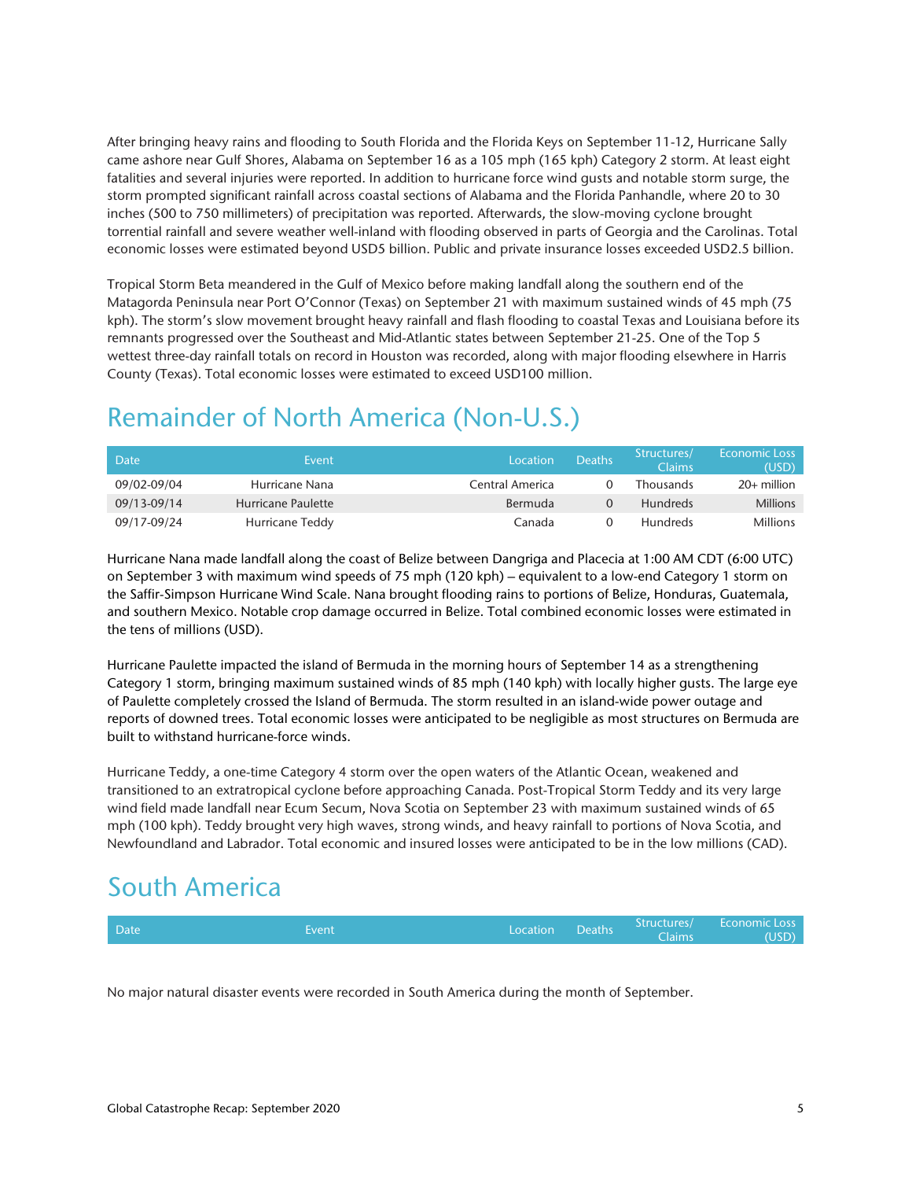After bringing heavy rains and flooding to South Florida and the Florida Keys on September 11-12, Hurricane Sally came ashore near Gulf Shores, Alabama on September 16 as a 105 mph (165 kph) Category 2 storm. At least eight fatalities and several injuries were reported. In addition to hurricane force wind gusts and notable storm surge, the storm prompted significant rainfall across coastal sections of Alabama and the Florida Panhandle, where 20 to 30 inches (500 to 750 millimeters) of precipitation was reported. Afterwards, the slow-moving cyclone brought torrential rainfall and severe weather well-inland with flooding observed in parts of Georgia and the Carolinas. Total economic losses were estimated beyond USD5 billion. Public and private insurance losses exceeded USD2.5 billion.

Tropical Storm Beta meandered in the Gulf of Mexico before making landfall along the southern end of the Matagorda Peninsula near Port O'Connor (Texas) on September 21 with maximum sustained winds of 45 mph (75 kph). The storm's slow movement brought heavy rainfall and flash flooding to coastal Texas and Louisiana before its remnants progressed over the Southeast and Mid-Atlantic states between September 21-25. One of the Top 5 wettest three-day rainfall totals on record in Houston was recorded, along with major flooding elsewhere in Harris County (Texas). Total economic losses were estimated to exceed USD100 million.

# Remainder of North America (Non-U.S.)

| Date | Event | Location | Deaths | Structures/ Claims | Economic Loss (USD) |
|---|---|---|---|---|---|
| 09/02-09/04 | Hurricane Nana | Central America | 0 | Thousands | 20+ million |
| 09/13-09/14 | Hurricane Paulette | Bermuda | 0 | Hundreds | Millions |
| 09/17-09/24 | Hurricane Teddy | Canada | 0 | Hundreds | Millions |

Hurricane Nana made landfall along the coast of Belize between Dangriga and Placecia at 1:00 AM CDT (6:00 UTC) on September 3 with maximum wind speeds of 75 mph (120 kph) – equivalent to a low-end Category 1 storm on the Saffir-Simpson Hurricane Wind Scale. Nana brought flooding rains to portions of Belize, Honduras, Guatemala, and southern Mexico. Notable crop damage occurred in Belize. Total combined economic losses were estimated in the tens of millions (USD).

Hurricane Paulette impacted the island of Bermuda in the morning hours of September 14 as a strengthening Category 1 storm, bringing maximum sustained winds of 85 mph (140 kph) with locally higher gusts. The large eye of Paulette completely crossed the Island of Bermuda. The storm resulted in an island-wide power outage and reports of downed trees. Total economic losses were anticipated to be negligible as most structures on Bermuda are built to withstand hurricane-force winds.

Hurricane Teddy, a one-time Category 4 storm over the open waters of the Atlantic Ocean, weakened and transitioned to an extratropical cyclone before approaching Canada. Post-Tropical Storm Teddy and its very large wind field made landfall near Ecum Secum, Nova Scotia on September 23 with maximum sustained winds of 65 mph (100 kph). Teddy brought very high waves, strong winds, and heavy rainfall to portions of Nova Scotia, and Newfoundland and Labrador. Total economic and insured losses were anticipated to be in the low millions (CAD).

# South America

| Date | Event | Location | Deaths | Structures/ Claims | Economic Loss (USD) |
|---|---|---|---|---|---|

No major natural disaster events were recorded in South America during the month of September.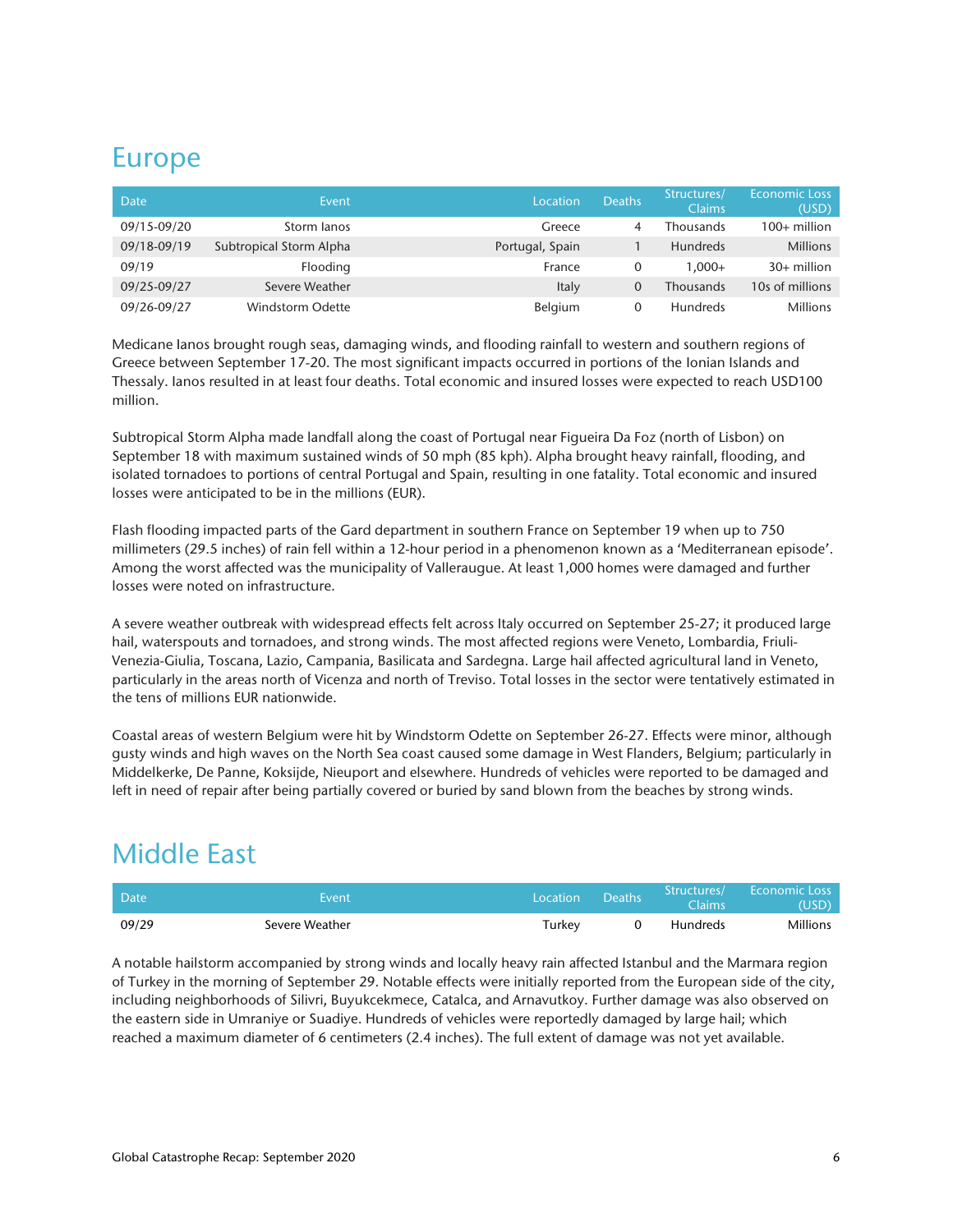## Europe

| Date | Event | Location | Deaths | Structures/ Claims | Economic Loss (USD) |
|---|---|---|---|---|---|
| 09/15-09/20 | Storm Ianos | Greece | 4 | Thousands | 100+ million |
| 09/18-09/19 | Subtropical Storm Alpha | Portugal, Spain | 1 | Hundreds | Millions |
| 09/19 | Flooding | France | 0 | 1,000+ | 30+ million |
| 09/25-09/27 | Severe Weather | Italy | 0 | Thousands | 10s of millions |
| 09/26-09/27 | Windstorm Odette | Belgium | 0 | Hundreds | Millions |

Medicane Ianos brought rough seas, damaging winds, and flooding rainfall to western and southern regions of Greece between September 17-20. The most significant impacts occurred in portions of the Ionian Islands and Thessaly. Ianos resulted in at least four deaths. Total economic and insured losses were expected to reach USD100 million.

Subtropical Storm Alpha made landfall along the coast of Portugal near Figueira Da Foz (north of Lisbon) on September 18 with maximum sustained winds of 50 mph (85 kph). Alpha brought heavy rainfall, flooding, and isolated tornadoes to portions of central Portugal and Spain, resulting in one fatality. Total economic and insured losses were anticipated to be in the millions (EUR).

Flash flooding impacted parts of the Gard department in southern France on September 19 when up to 750 millimeters (29.5 inches) of rain fell within a 12-hour period in a phenomenon known as a 'Mediterranean episode'. Among the worst affected was the municipality of Valleraugue. At least 1,000 homes were damaged and further losses were noted on infrastructure.

A severe weather outbreak with widespread effects felt across Italy occurred on September 25-27; it produced large hail, waterspouts and tornadoes, and strong winds. The most affected regions were Veneto, Lombardia, Friuli-Venezia-Giulia, Toscana, Lazio, Campania, Basilicata and Sardegna. Large hail affected agricultural land in Veneto, particularly in the areas north of Vicenza and north of Treviso. Total losses in the sector were tentatively estimated in the tens of millions EUR nationwide.

Coastal areas of western Belgium were hit by Windstorm Odette on September 26-27. Effects were minor, although gusty winds and high waves on the North Sea coast caused some damage in West Flanders, Belgium; particularly in Middelkerke, De Panne, Koksijde, Nieuport and elsewhere. Hundreds of vehicles were reported to be damaged and left in need of repair after being partially covered or buried by sand blown from the beaches by strong winds.

## Middle East

| Date | Event | Location | Deaths | Structures/ Claims | Economic Loss (USD) |
|---|---|---|---|---|---|
| 09/29 | Severe Weather | Turkey | 0 | Hundreds | Millions |

A notable hailstorm accompanied by strong winds and locally heavy rain affected Istanbul and the Marmara region of Turkey in the morning of September 29. Notable effects were initially reported from the European side of the city, including neighborhoods of Silivri, Buyukcekmece, Catalca, and Arnavutkoy. Further damage was also observed on the eastern side in Umraniye or Suadiye. Hundreds of vehicles were reportedly damaged by large hail; which reached a maximum diameter of 6 centimeters (2.4 inches). The full extent of damage was not yet available.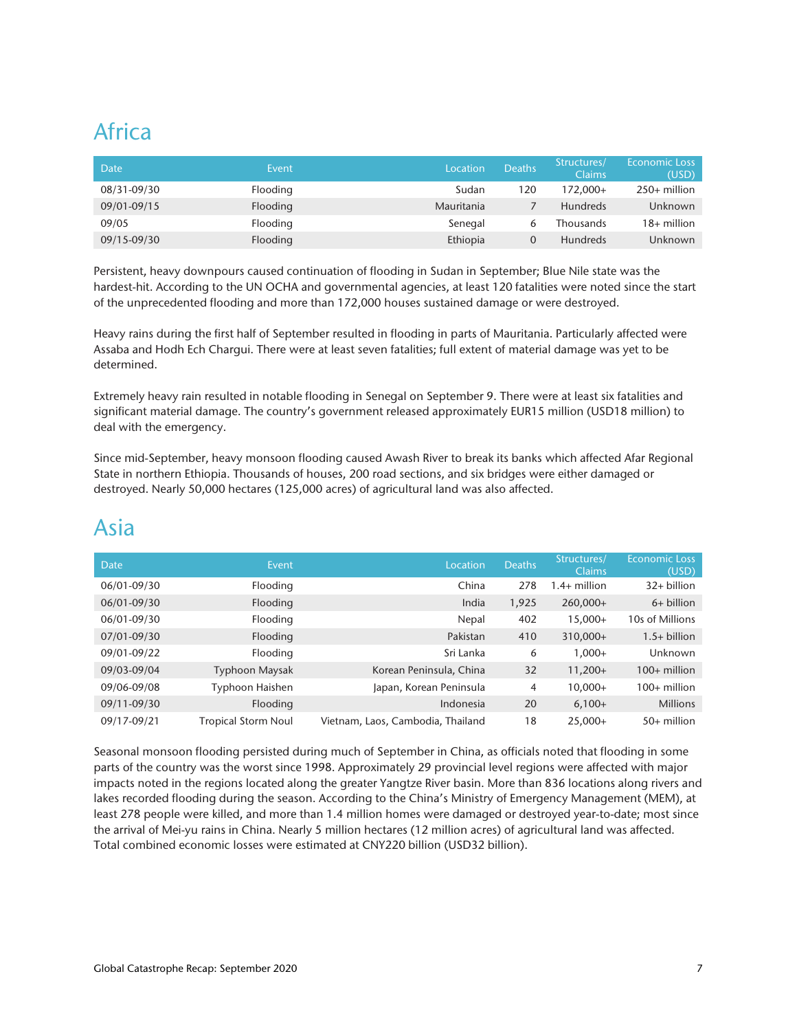## Africa

| Date | Event | Location | Deaths | Structures/ Claims | Economic Loss (USD) |
|---|---|---|---|---|---|
| 08/31-09/30 | Flooding | Sudan | 120 | 172,000+ | 250+ million |
| 09/01-09/15 | Flooding | Mauritania | 7 | Hundreds | Unknown |
| 09/05 | Flooding | Senegal | 6 | Thousands | 18+ million |
| 09/15-09/30 | Flooding | Ethiopia | 0 | Hundreds | Unknown |

Persistent, heavy downpours caused continuation of flooding in Sudan in September; Blue Nile state was the hardest-hit. According to the UN OCHA and governmental agencies, at least 120 fatalities were noted since the start of the unprecedented flooding and more than 172,000 houses sustained damage or were destroyed.

Heavy rains during the first half of September resulted in flooding in parts of Mauritania. Particularly affected were Assaba and Hodh Ech Chargui. There were at least seven fatalities; full extent of material damage was yet to be determined.

Extremely heavy rain resulted in notable flooding in Senegal on September 9. There were at least six fatalities and significant material damage. The country's government released approximately EUR15 million (USD18 million) to deal with the emergency.

Since mid-September, heavy monsoon flooding caused Awash River to break its banks which affected Afar Regional State in northern Ethiopia. Thousands of houses, 200 road sections, and six bridges were either damaged or destroyed. Nearly 50,000 hectares (125,000 acres) of agricultural land was also affected.

## Asia

| Date | Event | Location | Deaths | Structures/ Claims | Economic Loss (USD) |
|---|---|---|---|---|---|
| 06/01-09/30 | Flooding | China | 278 | 1.4+ million | 32+ billion |
| 06/01-09/30 | Flooding | India | 1,925 | 260,000+ | 6+ billion |
| 06/01-09/30 | Flooding | Nepal | 402 | 15,000+ | 10s of Millions |
| 07/01-09/30 | Flooding | Pakistan | 410 | 310,000+ | 1.5+ billion |
| 09/01-09/22 | Flooding | Sri Lanka | 6 | 1,000+ | Unknown |
| 09/03-09/04 | Typhoon Maysak | Korean Peninsula, China | 32 | 11,200+ | 100+ million |
| 09/06-09/08 | Typhoon Haishen | Japan, Korean Peninsula | 4 | 10,000+ | 100+ million |
| 09/11-09/30 | Flooding | Indonesia | 20 | 6,100+ | Millions |
| 09/17-09/21 | Tropical Storm Noul | Vietnam, Laos, Cambodia, Thailand | 18 | 25,000+ | 50+ million |

Seasonal monsoon flooding persisted during much of September in China, as officials noted that flooding in some parts of the country was the worst since 1998. Approximately 29 provincial level regions were affected with major impacts noted in the regions located along the greater Yangtze River basin. More than 836 locations along rivers and lakes recorded flooding during the season. According to the China's Ministry of Emergency Management (MEM), at least 278 people were killed, and more than 1.4 million homes were damaged or destroyed year-to-date; most since the arrival of Mei-yu rains in China. Nearly 5 million hectares (12 million acres) of agricultural land was affected. Total combined economic losses were estimated at CNY220 billion (USD32 billion).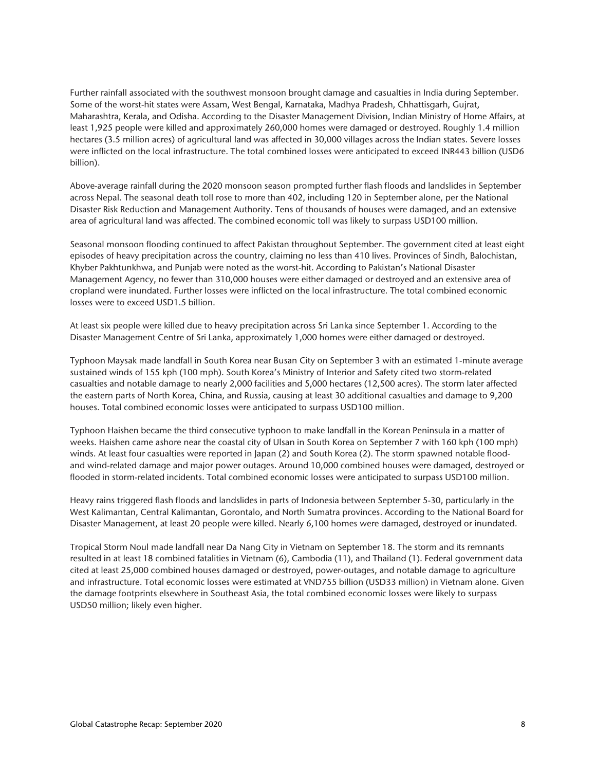Further rainfall associated with the southwest monsoon brought damage and casualties in India during September. Some of the worst-hit states were Assam, West Bengal, Karnataka, Madhya Pradesh, Chhattisgarh, Gujrat, Maharashtra, Kerala, and Odisha. According to the Disaster Management Division, Indian Ministry of Home Affairs, at least 1,925 people were killed and approximately 260,000 homes were damaged or destroyed. Roughly 1.4 million hectares (3.5 million acres) of agricultural land was affected in 30,000 villages across the Indian states. Severe losses were inflicted on the local infrastructure. The total combined losses were anticipated to exceed INR443 billion (USD6 billion).

Above-average rainfall during the 2020 monsoon season prompted further flash floods and landslides in September across Nepal. The seasonal death toll rose to more than 402, including 120 in September alone, per the National Disaster Risk Reduction and Management Authority. Tens of thousands of houses were damaged, and an extensive area of agricultural land was affected. The combined economic toll was likely to surpass USD100 million.

Seasonal monsoon flooding continued to affect Pakistan throughout September. The government cited at least eight episodes of heavy precipitation across the country, claiming no less than 410 lives. Provinces of Sindh, Balochistan, Khyber Pakhtunkhwa, and Punjab were noted as the worst-hit. According to Pakistan's National Disaster Management Agency, no fewer than 310,000 houses were either damaged or destroyed and an extensive area of cropland were inundated. Further losses were inflicted on the local infrastructure. The total combined economic losses were to exceed USD1.5 billion.

At least six people were killed due to heavy precipitation across Sri Lanka since September 1. According to the Disaster Management Centre of Sri Lanka, approximately 1,000 homes were either damaged or destroyed.

Typhoon Maysak made landfall in South Korea near Busan City on September 3 with an estimated 1-minute average sustained winds of 155 kph (100 mph). South Korea's Ministry of Interior and Safety cited two storm-related casualties and notable damage to nearly 2,000 facilities and 5,000 hectares (12,500 acres). The storm later affected the eastern parts of North Korea, China, and Russia, causing at least 30 additional casualties and damage to 9,200 houses. Total combined economic losses were anticipated to surpass USD100 million.

Typhoon Haishen became the third consecutive typhoon to make landfall in the Korean Peninsula in a matter of weeks. Haishen came ashore near the coastal city of Ulsan in South Korea on September 7 with 160 kph (100 mph) winds. At least four casualties were reported in Japan (2) and South Korea (2). The storm spawned notable flood- and wind-related damage and major power outages. Around 10,000 combined houses were damaged, destroyed or flooded in storm-related incidents. Total combined economic losses were anticipated to surpass USD100 million.

Heavy rains triggered flash floods and landslides in parts of Indonesia between September 5-30, particularly in the West Kalimantan, Central Kalimantan, Gorontalo, and North Sumatra provinces. According to the National Board for Disaster Management, at least 20 people were killed. Nearly 6,100 homes were damaged, destroyed or inundated.

Tropical Storm Noul made landfall near Da Nang City in Vietnam on September 18. The storm and its remnants resulted in at least 18 combined fatalities in Vietnam (6), Cambodia (11), and Thailand (1). Federal government data cited at least 25,000 combined houses damaged or destroyed, power-outages, and notable damage to agriculture and infrastructure. Total economic losses were estimated at VND755 billion (USD33 million) in Vietnam alone. Given the damage footprints elsewhere in Southeast Asia, the total combined economic losses were likely to surpass USD50 million; likely even higher.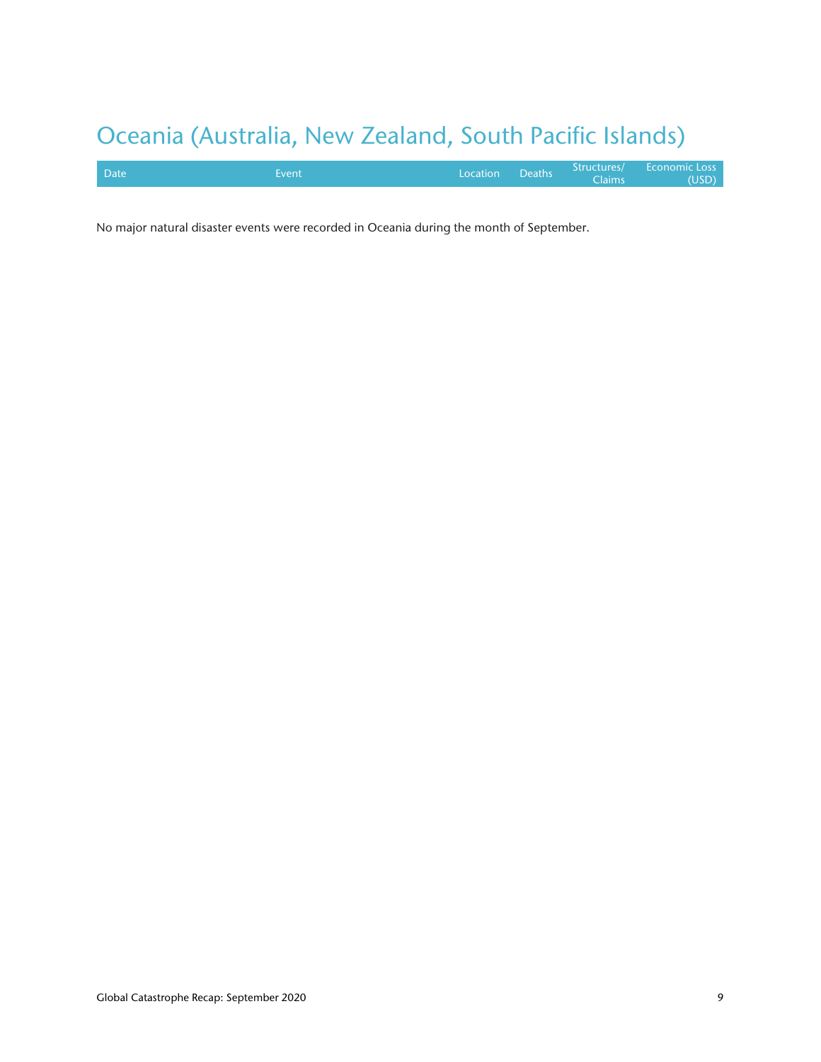# Oceania (Australia, New Zealand, South Pacific Islands)

| Date | Event | Location | Deaths | Structures/ Claims | Economic Loss (USD) |
|---|---|---|---|---|---|

No major natural disaster events were recorded in Oceania during the month of September.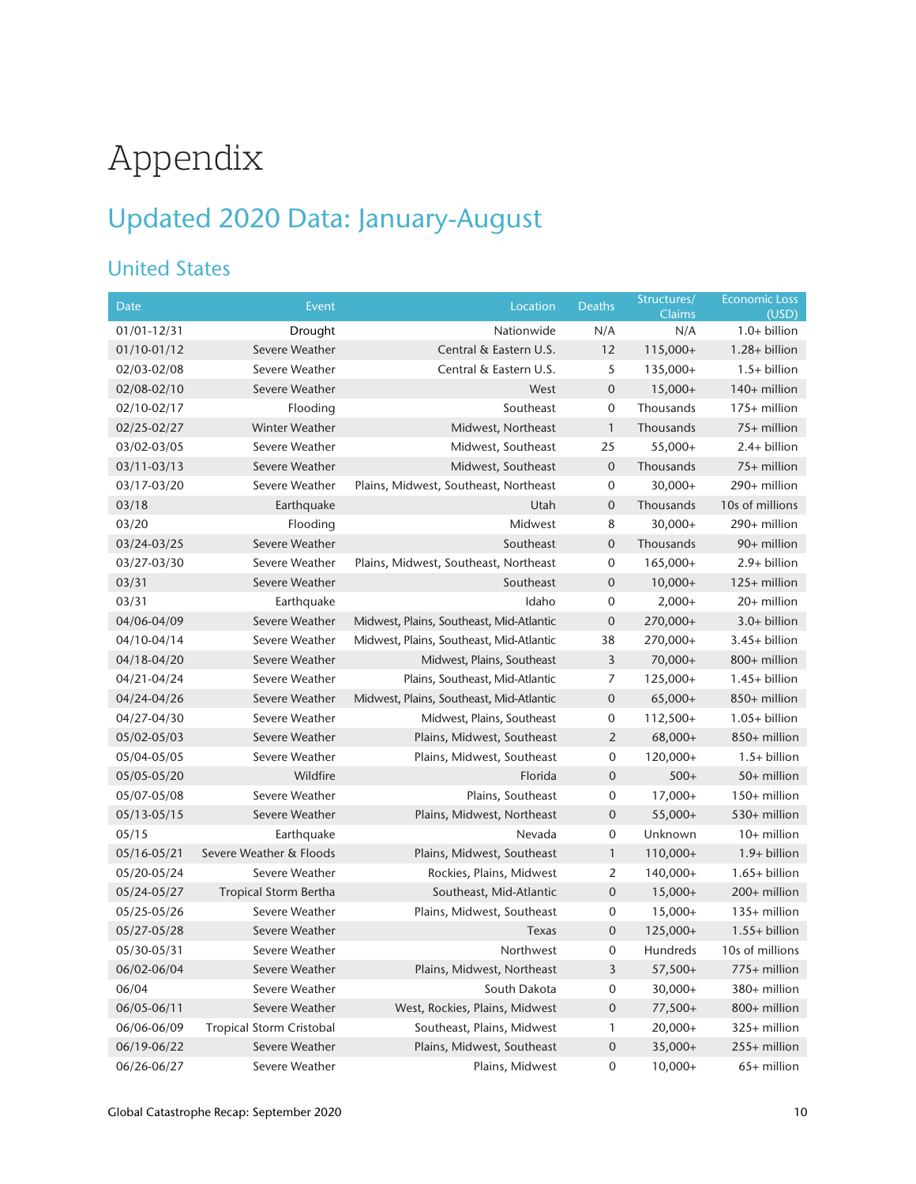# Appendix

## Updated 2020 Data: January-August

### United States

| Date | Event | Location | Deaths | Structures/ Claims | Economic Loss (USD) |
|---|---|---|---|---|---|
| 01/01-12/31 | Drought | Nationwide | N/A | N/A | 1.0+ billion |
| 01/10-01/12 | Severe Weather | Central & Eastern U.S. | 12 | 115,000+ | 1.28+ billion |
| 02/03-02/08 | Severe Weather | Central & Eastern U.S. | 5 | 135,000+ | 1.5+ billion |
| 02/08-02/10 | Severe Weather | West | 0 | 15,000+ | 140+ million |
| 02/10-02/17 | Flooding | Southeast | 0 | Thousands | 175+ million |
| 02/25-02/27 | Winter Weather | Midwest, Northeast | 1 | Thousands | 75+ million |
| 03/02-03/05 | Severe Weather | Midwest, Southeast | 25 | 55,000+ | 2.4+ billion |
| 03/11-03/13 | Severe Weather | Midwest, Southeast | 0 | Thousands | 75+ million |
| 03/17-03/20 | Severe Weather | Plains, Midwest, Southeast, Northeast | 0 | 30,000+ | 290+ million |
| 03/18 | Earthquake | Utah | 0 | Thousands | 10s of millions |
| 03/20 | Flooding | Midwest | 8 | 30,000+ | 290+ million |
| 03/24-03/25 | Severe Weather | Southeast | 0 | Thousands | 90+ million |
| 03/27-03/30 | Severe Weather | Plains, Midwest, Southeast, Northeast | 0 | 165,000+ | 2.9+ billion |
| 03/31 | Severe Weather | Southeast | 0 | 10,000+ | 125+ million |
| 03/31 | Earthquake | Idaho | 0 | 2,000+ | 20+ million |
| 04/06-04/09 | Severe Weather | Midwest, Plains, Southeast, Mid-Atlantic | 0 | 270,000+ | 3.0+ billion |
| 04/10-04/14 | Severe Weather | Midwest, Plains, Southeast, Mid-Atlantic | 38 | 270,000+ | 3.45+ billion |
| 04/18-04/20 | Severe Weather | Midwest, Plains, Southeast | 3 | 70,000+ | 800+ million |
| 04/21-04/24 | Severe Weather | Plains, Southeast, Mid-Atlantic | 7 | 125,000+ | 1.45+ billion |
| 04/24-04/26 | Severe Weather | Midwest, Plains, Southeast, Mid-Atlantic | 0 | 65,000+ | 850+ million |
| 04/27-04/30 | Severe Weather | Midwest, Plains, Southeast | 0 | 112,500+ | 1.05+ billion |
| 05/02-05/03 | Severe Weather | Plains, Midwest, Southeast | 2 | 68,000+ | 850+ million |
| 05/04-05/05 | Severe Weather | Plains, Midwest, Southeast | 0 | 120,000+ | 1.5+ billion |
| 05/05-05/20 | Wildfire | Florida | 0 | 500+ | 50+ million |
| 05/07-05/08 | Severe Weather | Plains, Southeast | 0 | 17,000+ | 150+ million |
| 05/13-05/15 | Severe Weather | Plains, Midwest, Northeast | 0 | 55,000+ | 530+ million |
| 05/15 | Earthquake | Nevada | 0 | Unknown | 10+ million |
| 05/16-05/21 | Severe Weather & Floods | Plains, Midwest, Southeast | 1 | 110,000+ | 1.9+ billion |
| 05/20-05/24 | Severe Weather | Rockies, Plains, Midwest | 2 | 140,000+ | 1.65+ billion |
| 05/24-05/27 | Tropical Storm Bertha | Southeast, Mid-Atlantic | 0 | 15,000+ | 200+ million |
| 05/25-05/26 | Severe Weather | Plains, Midwest, Southeast | 0 | 15,000+ | 135+ million |
| 05/27-05/28 | Severe Weather | Texas | 0 | 125,000+ | 1.55+ billion |
| 05/30-05/31 | Severe Weather | Northwest | 0 | Hundreds | 10s of millions |
| 06/02-06/04 | Severe Weather | Plains, Midwest, Northeast | 3 | 57,500+ | 775+ million |
| 06/04 | Severe Weather | South Dakota | 0 | 30,000+ | 380+ million |
| 06/05-06/11 | Severe Weather | West, Rockies, Plains, Midwest | 0 | 77,500+ | 800+ million |
| 06/06-06/09 | Tropical Storm Cristobal | Southeast, Plains, Midwest | 1 | 20,000+ | 325+ million |
| 06/19-06/22 | Severe Weather | Plains, Midwest, Southeast | 0 | 35,000+ | 255+ million |
| 06/26-06/27 | Severe Weather | Plains, Midwest | 0 | 10,000+ | 65+ million |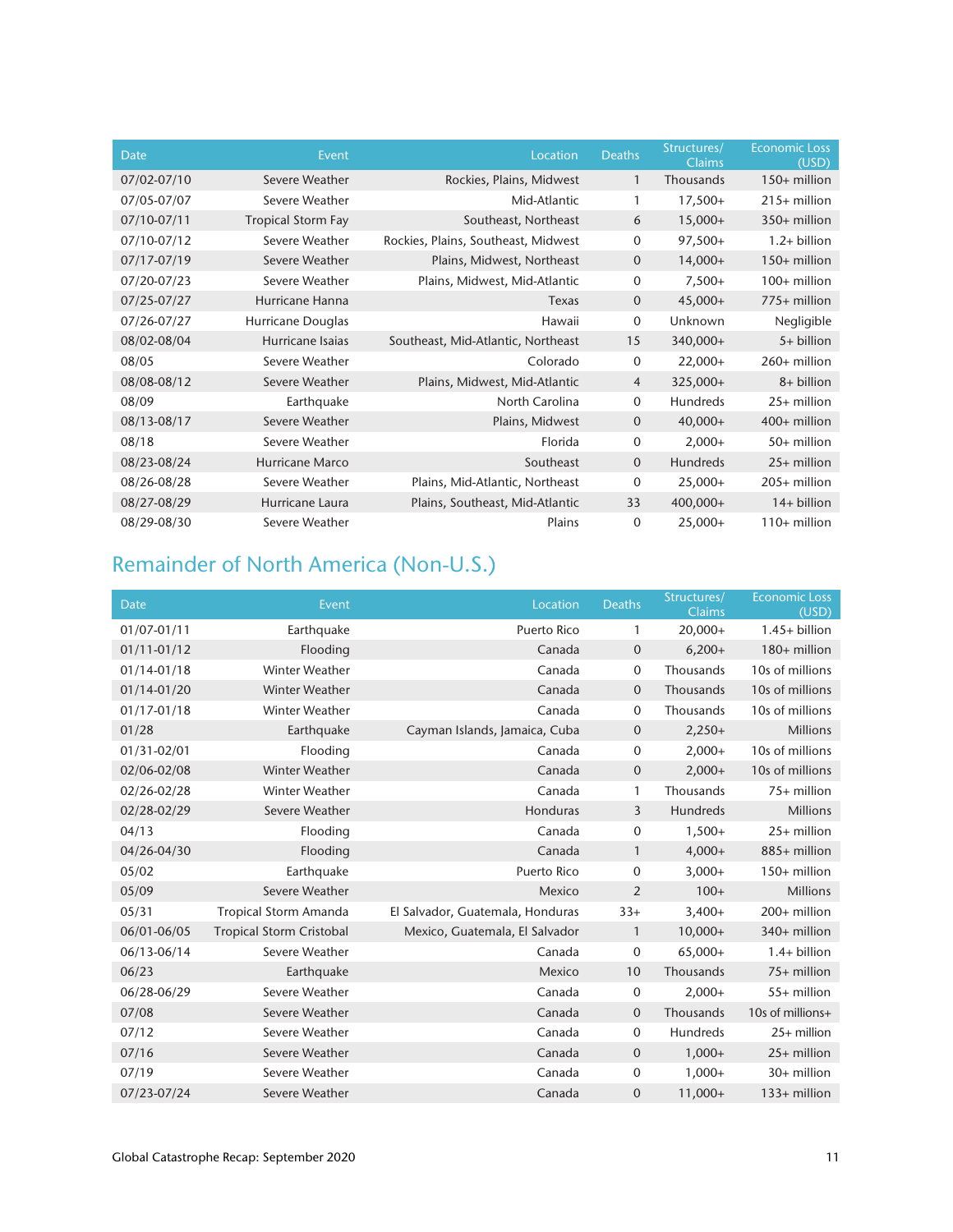| Date | Event | Location | Deaths | Structures/ Claims | Economic Loss (USD) |
|---|---|---|---|---|---|
| 07/02-07/10 | Severe Weather | Rockies, Plains, Midwest | 1 | Thousands | 150+ million |
| 07/05-07/07 | Severe Weather | Mid-Atlantic | 1 | 17,500+ | 215+ million |
| 07/10-07/11 | Tropical Storm Fay | Southeast, Northeast | 6 | 15,000+ | 350+ million |
| 07/10-07/12 | Severe Weather | Rockies, Plains, Southeast, Midwest | 0 | 97,500+ | 1.2+ billion |
| 07/17-07/19 | Severe Weather | Plains, Midwest, Northeast | 0 | 14,000+ | 150+ million |
| 07/20-07/23 | Severe Weather | Plains, Midwest, Mid-Atlantic | 0 | 7,500+ | 100+ million |
| 07/25-07/27 | Hurricane Hanna | Texas | 0 | 45,000+ | 775+ million |
| 07/26-07/27 | Hurricane Douglas | Hawaii | 0 | Unknown | Negligible |
| 08/02-08/04 | Hurricane Isaias | Southeast, Mid-Atlantic, Northeast | 15 | 340,000+ | 5+ billion |
| 08/05 | Severe Weather | Colorado | 0 | 22,000+ | 260+ million |
| 08/08-08/12 | Severe Weather | Plains, Midwest, Mid-Atlantic | 4 | 325,000+ | 8+ billion |
| 08/09 | Earthquake | North Carolina | 0 | Hundreds | 25+ million |
| 08/13-08/17 | Severe Weather | Plains, Midwest | 0 | 40,000+ | 400+ million |
| 08/18 | Severe Weather | Florida | 0 | 2,000+ | 50+ million |
| 08/23-08/24 | Hurricane Marco | Southeast | 0 | Hundreds | 25+ million |
| 08/26-08/28 | Severe Weather | Plains, Mid-Atlantic, Northeast | 0 | 25,000+ | 205+ million |
| 08/27-08/29 | Hurricane Laura | Plains, Southeast, Mid-Atlantic | 33 | 400,000+ | 14+ billion |
| 08/29-08/30 | Severe Weather | Plains | 0 | 25,000+ | 110+ million |

## Remainder of North America (Non-U.S.)

| Date | Event | Location | Deaths | Structures/ Claims | Economic Loss (USD) |
|---|---|---|---|---|---|
| 01/07-01/11 | Earthquake | Puerto Rico | 1 | 20,000+ | 1.45+ billion |
| 01/11-01/12 | Flooding | Canada | 0 | 6,200+ | 180+ million |
| 01/14-01/18 | Winter Weather | Canada | 0 | Thousands | 10s of millions |
| 01/14-01/20 | Winter Weather | Canada | 0 | Thousands | 10s of millions |
| 01/17-01/18 | Winter Weather | Canada | 0 | Thousands | 10s of millions |
| 01/28 | Earthquake | Cayman Islands, Jamaica, Cuba | 0 | 2,250+ | Millions |
| 01/31-02/01 | Flooding | Canada | 0 | 2,000+ | 10s of millions |
| 02/06-02/08 | Winter Weather | Canada | 0 | 2,000+ | 10s of millions |
| 02/26-02/28 | Winter Weather | Canada | 1 | Thousands | 75+ million |
| 02/28-02/29 | Severe Weather | Honduras | 3 | Hundreds | Millions |
| 04/13 | Flooding | Canada | 0 | 1,500+ | 25+ million |
| 04/26-04/30 | Flooding | Canada | 1 | 4,000+ | 885+ million |
| 05/02 | Earthquake | Puerto Rico | 0 | 3,000+ | 150+ million |
| 05/09 | Severe Weather | Mexico | 2 | 100+ | Millions |
| 05/31 | Tropical Storm Amanda | El Salvador, Guatemala, Honduras | 33+ | 3,400+ | 200+ million |
| 06/01-06/05 | Tropical Storm Cristobal | Mexico, Guatemala, El Salvador | 1 | 10,000+ | 340+ million |
| 06/13-06/14 | Severe Weather | Canada | 0 | 65,000+ | 1.4+ billion |
| 06/23 | Earthquake | Mexico | 10 | Thousands | 75+ million |
| 06/28-06/29 | Severe Weather | Canada | 0 | 2,000+ | 55+ million |
| 07/08 | Severe Weather | Canada | 0 | Thousands | 10s of millions+ |
| 07/12 | Severe Weather | Canada | 0 | Hundreds | 25+ million |
| 07/16 | Severe Weather | Canada | 0 | 1,000+ | 25+ million |
| 07/19 | Severe Weather | Canada | 0 | 1,000+ | 30+ million |
| 07/23-07/24 | Severe Weather | Canada | 0 | 11,000+ | 133+ million |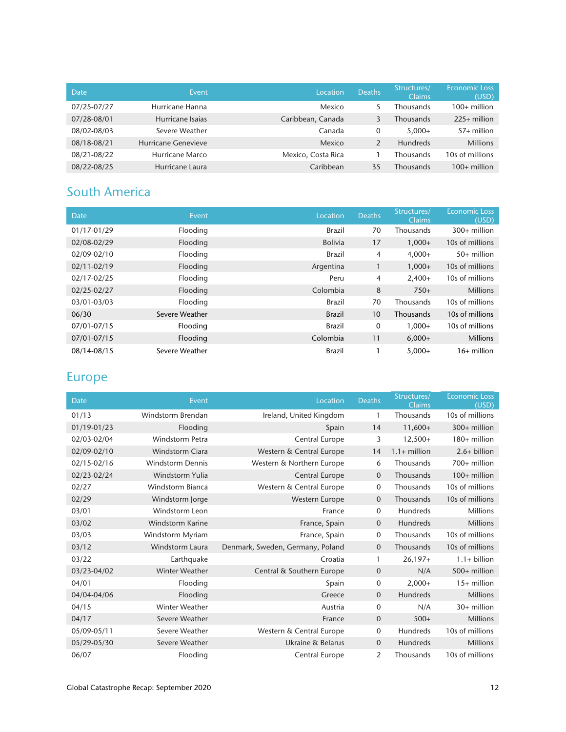| Date | Event | Location | Deaths | Structures/ Claims | Economic Loss (USD) |
|---|---|---|---|---|---|
| 07/25-07/27 | Hurricane Hanna | Mexico | 5 | Thousands | 100+ million |
| 07/28-08/01 | Hurricane Isaias | Caribbean, Canada | 3 | Thousands | 225+ million |
| 08/02-08/03 | Severe Weather | Canada | 0 | 5,000+ | 57+ million |
| 08/18-08/21 | Hurricane Genevieve | Mexico | 2 | Hundreds | Millions |
| 08/21-08/22 | Hurricane Marco | Mexico, Costa Rica | 1 | Thousands | 10s of millions |
| 08/22-08/25 | Hurricane Laura | Caribbean | 35 | Thousands | 100+ million |

## South America

| Date | Event | Location | Deaths | Structures/ Claims | Economic Loss (USD) |
|---|---|---|---|---|---|
| 01/17-01/29 | Flooding | Brazil | 70 | Thousands | 300+ million |
| 02/08-02/29 | Flooding | Bolivia | 17 | 1,000+ | 10s of millions |
| 02/09-02/10 | Flooding | Brazil | 4 | 4,000+ | 50+ million |
| 02/11-02/19 | Flooding | Argentina | 1 | 1,000+ | 10s of millions |
| 02/17-02/25 | Flooding | Peru | 4 | 2,400+ | 10s of millions |
| 02/25-02/27 | Flooding | Colombia | 8 | 750+ | Millions |
| 03/01-03/03 | Flooding | Brazil | 70 | Thousands | 10s of millions |
| 06/30 | Severe Weather | Brazil | 10 | Thousands | 10s of millions |
| 07/01-07/15 | Flooding | Brazil | 0 | 1,000+ | 10s of millions |
| 07/01-07/15 | Flooding | Colombia | 11 | 6,000+ | Millions |
| 08/14-08/15 | Severe Weather | Brazil | 1 | 5,000+ | 16+ million |

## Europe

| Date | Event | Location | Deaths | Structures/ Claims | Economic Loss (USD) |
|---|---|---|---|---|---|
| 01/13 | Windstorm Brendan | Ireland, United Kingdom | 1 | Thousands | 10s of millions |
| 01/19-01/23 | Flooding | Spain | 14 | 11,600+ | 300+ million |
| 02/03-02/04 | Windstorm Petra | Central Europe | 3 | 12,500+ | 180+ million |
| 02/09-02/10 | Windstorm Ciara | Western & Central Europe | 14 | 1.1+ million | 2.6+ billion |
| 02/15-02/16 | Windstorm Dennis | Western & Northern Europe | 6 | Thousands | 700+ million |
| 02/23-02/24 | Windstorm Yulia | Central Europe | 0 | Thousands | 100+ million |
| 02/27 | Windstorm Bianca | Western & Central Europe | 0 | Thousands | 10s of millions |
| 02/29 | Windstorm Jorge | Western Europe | 0 | Thousands | 10s of millions |
| 03/01 | Windstorm Leon | France | 0 | Hundreds | Millions |
| 03/02 | Windstorm Karine | France, Spain | 0 | Hundreds | Millions |
| 03/03 | Windstorm Myriam | France, Spain | 0 | Thousands | 10s of millions |
| 03/12 | Windstorm Laura | Denmark, Sweden, Germany, Poland | 0 | Thousands | 10s of millions |
| 03/22 | Earthquake | Croatia | 1 | 26,197+ | 1.1+ billion |
| 03/23-04/02 | Winter Weather | Central & Southern Europe | 0 | N/A | 500+ million |
| 04/01 | Flooding | Spain | 0 | 2,000+ | 15+ million |
| 04/04-04/06 | Flooding | Greece | 0 | Hundreds | Millions |
| 04/15 | Winter Weather | Austria | 0 | N/A | 30+ million |
| 04/17 | Severe Weather | France | 0 | 500+ | Millions |
| 05/09-05/11 | Severe Weather | Western & Central Europe | 0 | Hundreds | 10s of millions |
| 05/29-05/30 | Severe Weather | Ukraine & Belarus | 0 | Hundreds | Millions |
| 06/07 | Flooding | Central Europe | 2 | Thousands | 10s of millions |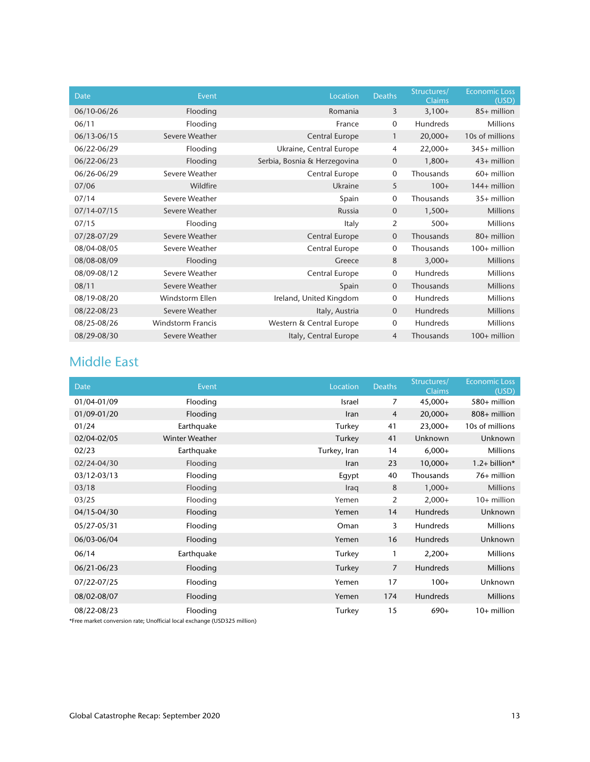| Date | Event | Location | Deaths | Structures/ Claims | Economic Loss (USD) |
|---|---|---|---|---|---|
| 06/10-06/26 | Flooding | Romania | 3 | 3,100+ | 85+ million |
| 06/11 | Flooding | France | 0 | Hundreds | Millions |
| 06/13-06/15 | Severe Weather | Central Europe | 1 | 20,000+ | 10s of millions |
| 06/22-06/29 | Flooding | Ukraine, Central Europe | 4 | 22,000+ | 345+ million |
| 06/22-06/23 | Flooding | Serbia, Bosnia & Herzegovina | 0 | 1,800+ | 43+ million |
| 06/26-06/29 | Severe Weather | Central Europe | 0 | Thousands | 60+ million |
| 07/06 | Wildfire | Ukraine | 5 | 100+ | 144+ million |
| 07/14 | Severe Weather | Spain | 0 | Thousands | 35+ million |
| 07/14-07/15 | Severe Weather | Russia | 0 | 1,500+ | Millions |
| 07/15 | Flooding | Italy | 2 | 500+ | Millions |
| 07/28-07/29 | Severe Weather | Central Europe | 0 | Thousands | 80+ million |
| 08/04-08/05 | Severe Weather | Central Europe | 0 | Thousands | 100+ million |
| 08/08-08/09 | Flooding | Greece | 8 | 3,000+ | Millions |
| 08/09-08/12 | Severe Weather | Central Europe | 0 | Hundreds | Millions |
| 08/11 | Severe Weather | Spain | 0 | Thousands | Millions |
| 08/19-08/20 | Windstorm Ellen | Ireland, United Kingdom | 0 | Hundreds | Millions |
| 08/22-08/23 | Severe Weather | Italy, Austria | 0 | Hundreds | Millions |
| 08/25-08/26 | Windstorm Francis | Western & Central Europe | 0 | Hundreds | Millions |
| 08/29-08/30 | Severe Weather | Italy, Central Europe | 4 | Thousands | 100+ million |

## Middle East

| Date | Event | Location | Deaths | Structures/ Claims | Economic Loss (USD) |
|---|---|---|---|---|---|
| 01/04-01/09 | Flooding | Israel | 7 | 45,000+ | 580+ million |
| 01/09-01/20 | Flooding | Iran | 4 | 20,000+ | 808+ million |
| 01/24 | Earthquake | Turkey | 41 | 23,000+ | 10s of millions |
| 02/04-02/05 | Winter Weather | Turkey | 41 | Unknown | Unknown |
| 02/23 | Earthquake | Turkey, Iran | 14 | 6,000+ | Millions |
| 02/24-04/30 | Flooding | Iran | 23 | 10,000+ | 1.2+ billion* |
| 03/12-03/13 | Flooding | Egypt | 40 | Thousands | 76+ million |
| 03/18 | Flooding | Iraq | 8 | 1,000+ | Millions |
| 03/25 | Flooding | Yemen | 2 | 2,000+ | 10+ million |
| 04/15-04/30 | Flooding | Yemen | 14 | Hundreds | Unknown |
| 05/27-05/31 | Flooding | Oman | 3 | Hundreds | Millions |
| 06/03-06/04 | Flooding | Yemen | 16 | Hundreds | Unknown |
| 06/14 | Earthquake | Turkey | 1 | 2,200+ | Millions |
| 06/21-06/23 | Flooding | Turkey | 7 | Hundreds | Millions |
| 07/22-07/25 | Flooding | Yemen | 17 | 100+ | Unknown |
| 08/02-08/07 | Flooding | Yemen | 174 | Hundreds | Millions |
| 08/22-08/23 | Flooding | Turkey | 15 | 690+ | 10+ million |

*Free market conversion rate; Unofficial local exchange (USD325 million)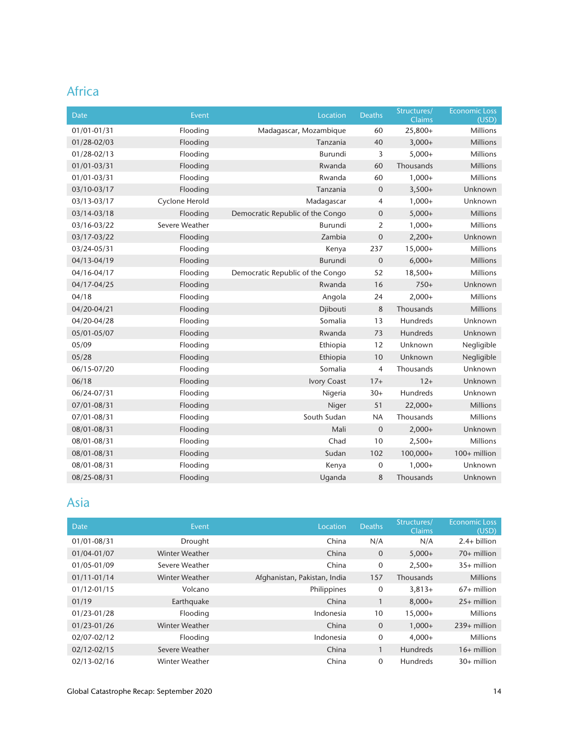## Africa

| Date | Event | Location | Deaths | Structures/ Claims | Economic Loss (USD) |
|---|---|---|---|---|---|
| 01/01-01/31 | Flooding | Madagascar, Mozambique | 60 | 25,800+ | Millions |
| 01/28-02/03 | Flooding | Tanzania | 40 | 3,000+ | Millions |
| 01/28-02/13 | Flooding | Burundi | 3 | 5,000+ | Millions |
| 01/01-03/31 | Flooding | Rwanda | 60 | Thousands | Millions |
| 01/01-03/31 | Flooding | Rwanda | 60 | 1,000+ | Millions |
| 03/10-03/17 | Flooding | Tanzania | 0 | 3,500+ | Unknown |
| 03/13-03/17 | Cyclone Herold | Madagascar | 4 | 1,000+ | Unknown |
| 03/14-03/18 | Flooding | Democratic Republic of the Congo | 0 | 5,000+ | Millions |
| 03/16-03/22 | Severe Weather | Burundi | 2 | 1,000+ | Millions |
| 03/17-03/22 | Flooding | Zambia | 0 | 2,200+ | Unknown |
| 03/24-05/31 | Flooding | Kenya | 237 | 15,000+ | Millions |
| 04/13-04/19 | Flooding | Burundi | 0 | 6,000+ | Millions |
| 04/16-04/17 | Flooding | Democratic Republic of the Congo | 52 | 18,500+ | Millions |
| 04/17-04/25 | Flooding | Rwanda | 16 | 750+ | Unknown |
| 04/18 | Flooding | Angola | 24 | 2,000+ | Millions |
| 04/20-04/21 | Flooding | Djibouti | 8 | Thousands | Millions |
| 04/20-04/28 | Flooding | Somalia | 13 | Hundreds | Unknown |
| 05/01-05/07 | Flooding | Rwanda | 73 | Hundreds | Unknown |
| 05/09 | Flooding | Ethiopia | 12 | Unknown | Negligible |
| 05/28 | Flooding | Ethiopia | 10 | Unknown | Negligible |
| 06/15-07/20 | Flooding | Somalia | 4 | Thousands | Unknown |
| 06/18 | Flooding | Ivory Coast | 17+ | 12+ | Unknown |
| 06/24-07/31 | Flooding | Nigeria | 30+ | Hundreds | Unknown |
| 07/01-08/31 | Flooding | Niger | 51 | 22,000+ | Millions |
| 07/01-08/31 | Flooding | South Sudan | NA | Thousands | Millions |
| 08/01-08/31 | Flooding | Mali | 0 | 2,000+ | Unknown |
| 08/01-08/31 | Flooding | Chad | 10 | 2,500+ | Millions |
| 08/01-08/31 | Flooding | Sudan | 102 | 100,000+ | 100+ million |
| 08/01-08/31 | Flooding | Kenya | 0 | 1,000+ | Unknown |
| 08/25-08/31 | Flooding | Uganda | 8 | Thousands | Unknown |

## Asia

| Date | Event | Location | Deaths | Structures/ Claims | Economic Loss (USD) |
|---|---|---|---|---|---|
| 01/01-08/31 | Drought | China | N/A | N/A | 2.4+ billion |
| 01/04-01/07 | Winter Weather | China | 0 | 5,000+ | 70+ million |
| 01/05-01/09 | Severe Weather | China | 0 | 2,500+ | 35+ million |
| 01/11-01/14 | Winter Weather | Afghanistan, Pakistan, India | 157 | Thousands | Millions |
| 01/12-01/15 | Volcano | Philippines | 0 | 3,813+ | 67+ million |
| 01/19 | Earthquake | China | 1 | 8,000+ | 25+ million |
| 01/23-01/28 | Flooding | Indonesia | 10 | 15,000+ | Millions |
| 01/23-01/26 | Winter Weather | China | 0 | 1,000+ | 239+ million |
| 02/07-02/12 | Flooding | Indonesia | 0 | 4,000+ | Millions |
| 02/12-02/15 | Severe Weather | China | 1 | Hundreds | 16+ million |
| 02/13-02/16 | Winter Weather | China | 0 | Hundreds | 30+ million |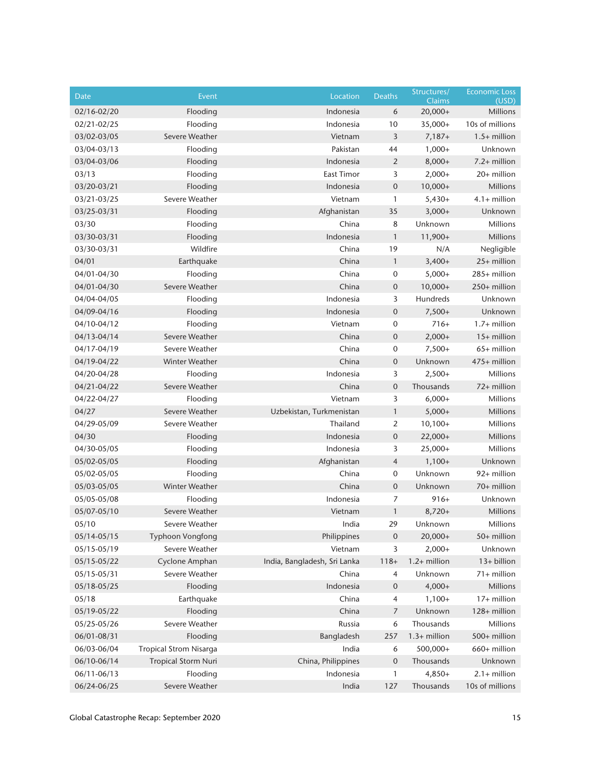| Date | Event | Location | Deaths | Structures/ Claims | Economic Loss (USD) |
|---|---|---|---|---|---|
| 02/16-02/20 | Flooding | Indonesia | 6 | 20,000+ | Millions |
| 02/21-02/25 | Flooding | Indonesia | 10 | 35,000+ | 10s of millions |
| 03/02-03/05 | Severe Weather | Vietnam | 3 | 7,187+ | 1.5+ million |
| 03/04-03/13 | Flooding | Pakistan | 44 | 1,000+ | Unknown |
| 03/04-03/06 | Flooding | Indonesia | 2 | 8,000+ | 7.2+ million |
| 03/13 | Flooding | East Timor | 3 | 2,000+ | 20+ million |
| 03/20-03/21 | Flooding | Indonesia | 0 | 10,000+ | Millions |
| 03/21-03/25 | Severe Weather | Vietnam | 1 | 5,430+ | 4.1+ million |
| 03/25-03/31 | Flooding | Afghanistan | 35 | 3,000+ | Unknown |
| 03/30 | Flooding | China | 8 | Unknown | Millions |
| 03/30-03/31 | Flooding | Indonesia | 1 | 11,900+ | Millions |
| 03/30-03/31 | Wildfire | China | 19 | N/A | Negligible |
| 04/01 | Earthquake | China | 1 | 3,400+ | 25+ million |
| 04/01-04/30 | Flooding | China | 0 | 5,000+ | 285+ million |
| 04/01-04/30 | Severe Weather | China | 0 | 10,000+ | 250+ million |
| 04/04-04/05 | Flooding | Indonesia | 3 | Hundreds | Unknown |
| 04/09-04/16 | Flooding | Indonesia | 0 | 7,500+ | Unknown |
| 04/10-04/12 | Flooding | Vietnam | 0 | 716+ | 1.7+ million |
| 04/13-04/14 | Severe Weather | China | 0 | 2,000+ | 15+ million |
| 04/17-04/19 | Severe Weather | China | 0 | 7,500+ | 65+ million |
| 04/19-04/22 | Winter Weather | China | 0 | Unknown | 475+ million |
| 04/20-04/28 | Flooding | Indonesia | 3 | 2,500+ | Millions |
| 04/21-04/22 | Severe Weather | China | 0 | Thousands | 72+ million |
| 04/22-04/27 | Flooding | Vietnam | 3 | 6,000+ | Millions |
| 04/27 | Severe Weather | Uzbekistan, Turkmenistan | 1 | 5,000+ | Millions |
| 04/29-05/09 | Severe Weather | Thailand | 2 | 10,100+ | Millions |
| 04/30 | Flooding | Indonesia | 0 | 22,000+ | Millions |
| 04/30-05/05 | Flooding | Indonesia | 3 | 25,000+ | Millions |
| 05/02-05/05 | Flooding | Afghanistan | 4 | 1,100+ | Unknown |
| 05/02-05/05 | Flooding | China | 0 | Unknown | 92+ million |
| 05/03-05/05 | Winter Weather | China | 0 | Unknown | 70+ million |
| 05/05-05/08 | Flooding | Indonesia | 7 | 916+ | Unknown |
| 05/07-05/10 | Severe Weather | Vietnam | 1 | 8,720+ | Millions |
| 05/10 | Severe Weather | India | 29 | Unknown | Millions |
| 05/14-05/15 | Typhoon Vongfong | Philippines | 0 | 20,000+ | 50+ million |
| 05/15-05/19 | Severe Weather | Vietnam | 3 | 2,000+ | Unknown |
| 05/15-05/22 | Cyclone Amphan | India, Bangladesh, Sri Lanka | 118+ | 1.2+ million | 13+ billion |
| 05/15-05/31 | Severe Weather | China | 4 | Unknown | 71+ million |
| 05/18-05/25 | Flooding | Indonesia | 0 | 4,000+ | Millions |
| 05/18 | Earthquake | China | 4 | 1,100+ | 17+ million |
| 05/19-05/22 | Flooding | China | 7 | Unknown | 128+ million |
| 05/25-05/26 | Severe Weather | Russia | 6 | Thousands | Millions |
| 06/01-08/31 | Flooding | Bangladesh | 257 | 1.3+ million | 500+ million |
| 06/03-06/04 | Tropical Strom Nisarga | India | 6 | 500,000+ | 660+ million |
| 06/10-06/14 | Tropical Storm Nuri | China, Philippines | 0 | Thousands | Unknown |
| 06/11-06/13 | Flooding | Indonesia | 1 | 4,850+ | 2.1+ million |
| 06/24-06/25 | Severe Weather | India | 127 | Thousands | 10s of millions |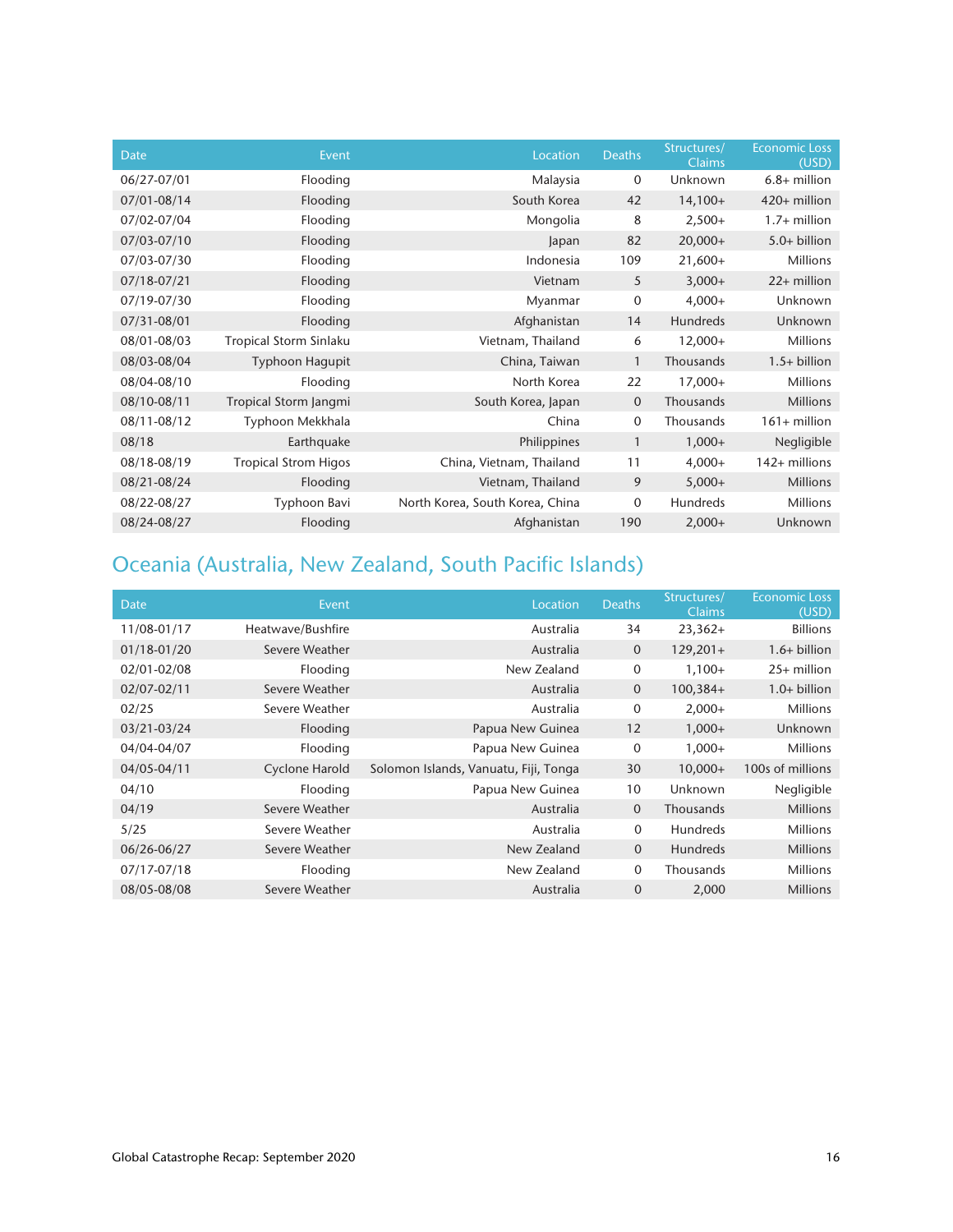| Date | Event | Location | Deaths | Structures/ Claims | Economic Loss (USD) |
|---|---|---|---|---|---|
| 06/27-07/01 | Flooding | Malaysia | 0 | Unknown | 6.8+ million |
| 07/01-08/14 | Flooding | South Korea | 42 | 14,100+ | 420+ million |
| 07/02-07/04 | Flooding | Mongolia | 8 | 2,500+ | 1.7+ million |
| 07/03-07/10 | Flooding | Japan | 82 | 20,000+ | 5.0+ billion |
| 07/03-07/30 | Flooding | Indonesia | 109 | 21,600+ | Millions |
| 07/18-07/21 | Flooding | Vietnam | 5 | 3,000+ | 22+ million |
| 07/19-07/30 | Flooding | Myanmar | 0 | 4,000+ | Unknown |
| 07/31-08/01 | Flooding | Afghanistan | 14 | Hundreds | Unknown |
| 08/01-08/03 | Tropical Storm Sinlaku | Vietnam, Thailand | 6 | 12,000+ | Millions |
| 08/03-08/04 | Typhoon Hagupit | China, Taiwan | 1 | Thousands | 1.5+ billion |
| 08/04-08/10 | Flooding | North Korea | 22 | 17,000+ | Millions |
| 08/10-08/11 | Tropical Storm Jangmi | South Korea, Japan | 0 | Thousands | Millions |
| 08/11-08/12 | Typhoon Mekkhala | China | 0 | Thousands | 161+ million |
| 08/18 | Earthquake | Philippines | 1 | 1,000+ | Negligible |
| 08/18-08/19 | Tropical Strom Higos | China, Vietnam, Thailand | 11 | 4,000+ | 142+ millions |
| 08/21-08/24 | Flooding | Vietnam, Thailand | 9 | 5,000+ | Millions |
| 08/22-08/27 | Typhoon Bavi | North Korea, South Korea, China | 0 | Hundreds | Millions |
| 08/24-08/27 | Flooding | Afghanistan | 190 | 2,000+ | Unknown |

## Oceania (Australia, New Zealand, South Pacific Islands)

| Date | Event | Location | Deaths | Structures/ Claims | Economic Loss (USD) |
|---|---|---|---|---|---|
| 11/08-01/17 | Heatwave/Bushfire | Australia | 34 | 23,362+ | Billions |
| 01/18-01/20 | Severe Weather | Australia | 0 | 129,201+ | 1.6+ billion |
| 02/01-02/08 | Flooding | New Zealand | 0 | 1,100+ | 25+ million |
| 02/07-02/11 | Severe Weather | Australia | 0 | 100,384+ | 1.0+ billion |
| 02/25 | Severe Weather | Australia | 0 | 2,000+ | Millions |
| 03/21-03/24 | Flooding | Papua New Guinea | 12 | 1,000+ | Unknown |
| 04/04-04/07 | Flooding | Papua New Guinea | 0 | 1,000+ | Millions |
| 04/05-04/11 | Cyclone Harold | Solomon Islands, Vanuatu, Fiji, Tonga | 30 | 10,000+ | 100s of millions |
| 04/10 | Flooding | Papua New Guinea | 10 | Unknown | Negligible |
| 04/19 | Severe Weather | Australia | 0 | Thousands | Millions |
| 5/25 | Severe Weather | Australia | 0 | Hundreds | Millions |
| 06/26-06/27 | Severe Weather | New Zealand | 0 | Hundreds | Millions |
| 07/17-07/18 | Flooding | New Zealand | 0 | Thousands | Millions |
| 08/05-08/08 | Severe Weather | Australia | 0 | 2,000 | Millions |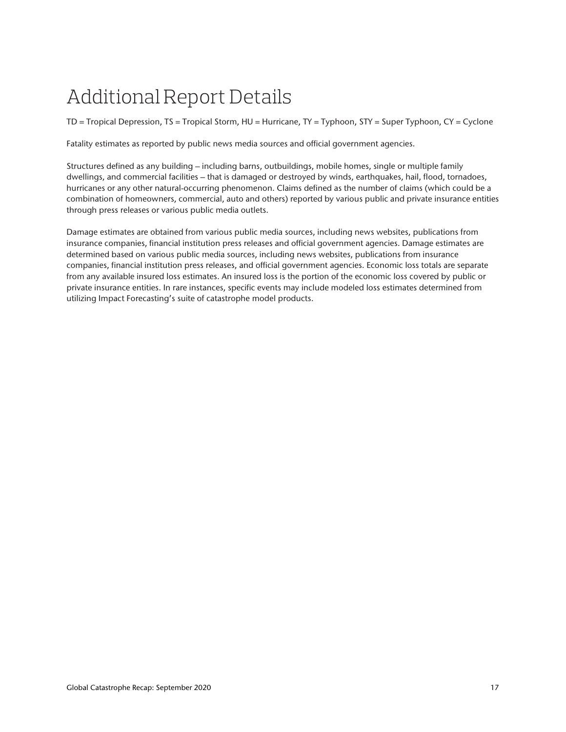# Additional Report Details

TD = Tropical Depression, TS = Tropical Storm, HU = Hurricane, TY = Typhoon, STY = Super Typhoon, CY = Cyclone

Fatality estimates as reported by public news media sources and official government agencies.

Structures defined as any building – including barns, outbuildings, mobile homes, single or multiple family dwellings, and commercial facilities – that is damaged or destroyed by winds, earthquakes, hail, flood, tornadoes, hurricanes or any other natural-occurring phenomenon. Claims defined as the number of claims (which could be a combination of homeowners, commercial, auto and others) reported by various public and private insurance entities through press releases or various public media outlets.

Damage estimates are obtained from various public media sources, including news websites, publications from insurance companies, financial institution press releases and official government agencies. Damage estimates are determined based on various public media sources, including news websites, publications from insurance companies, financial institution press releases, and official government agencies. Economic loss totals are separate from any available insured loss estimates. An insured loss is the portion of the economic loss covered by public or private insurance entities. In rare instances, specific events may include modeled loss estimates determined from utilizing Impact Forecasting's suite of catastrophe model products.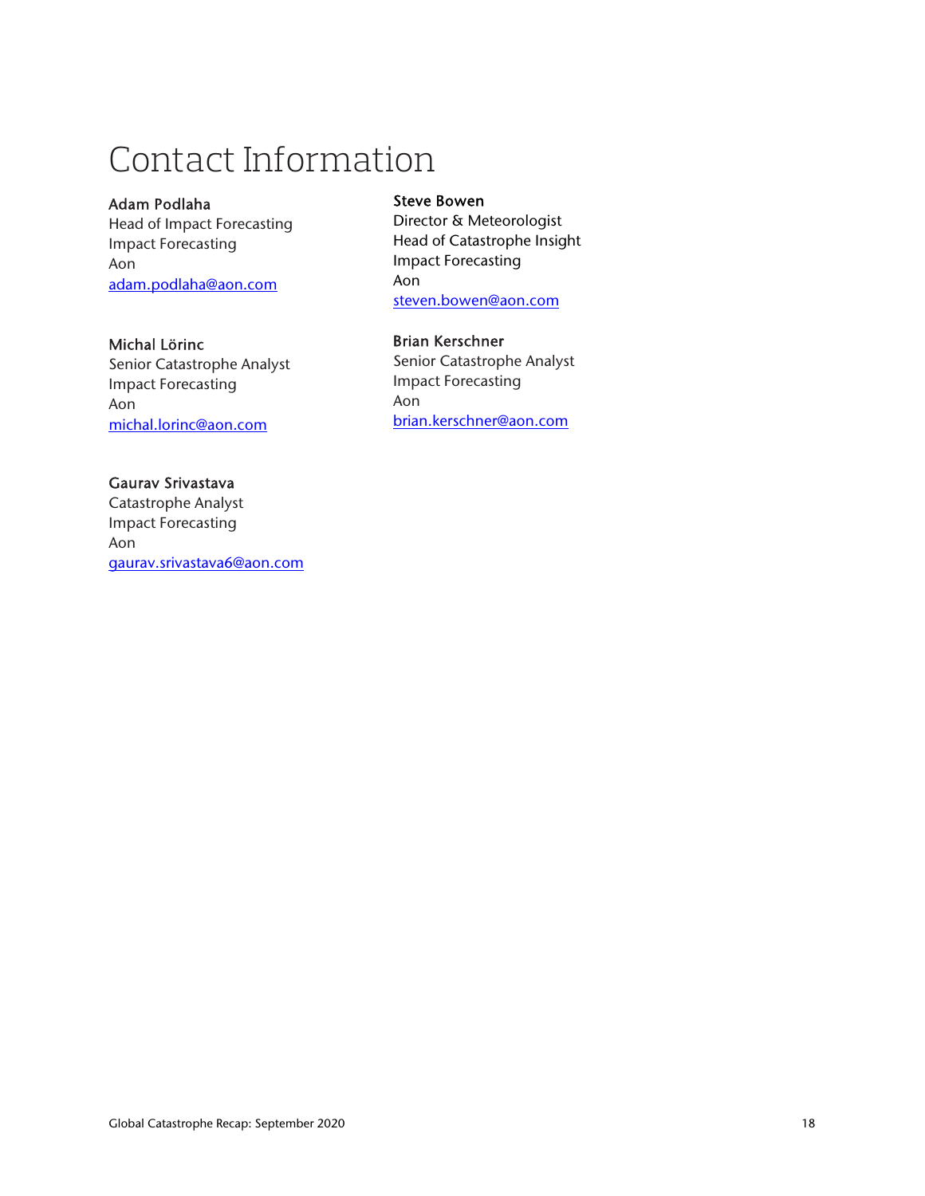# Contact Information

**Adam Podlaha**
Head of Impact Forecasting
Impact Forecasting
Aon
adam.podlaha@aon.com

**Steve Bowen**
Director & Meteorologist
Head of Catastrophe Insight
Impact Forecasting
Aon
steven.bowen@aon.com

**Michal Lörinc**
Senior Catastrophe Analyst
Impact Forecasting
Aon
michal.lorinc@aon.com

**Brian Kerschner**
Senior Catastrophe Analyst
Impact Forecasting
Aon
brian.kerschner@aon.com

**Gaurav Srivastava**
Catastrophe Analyst
Impact Forecasting
Aon
gaurav.srivastava6@aon.com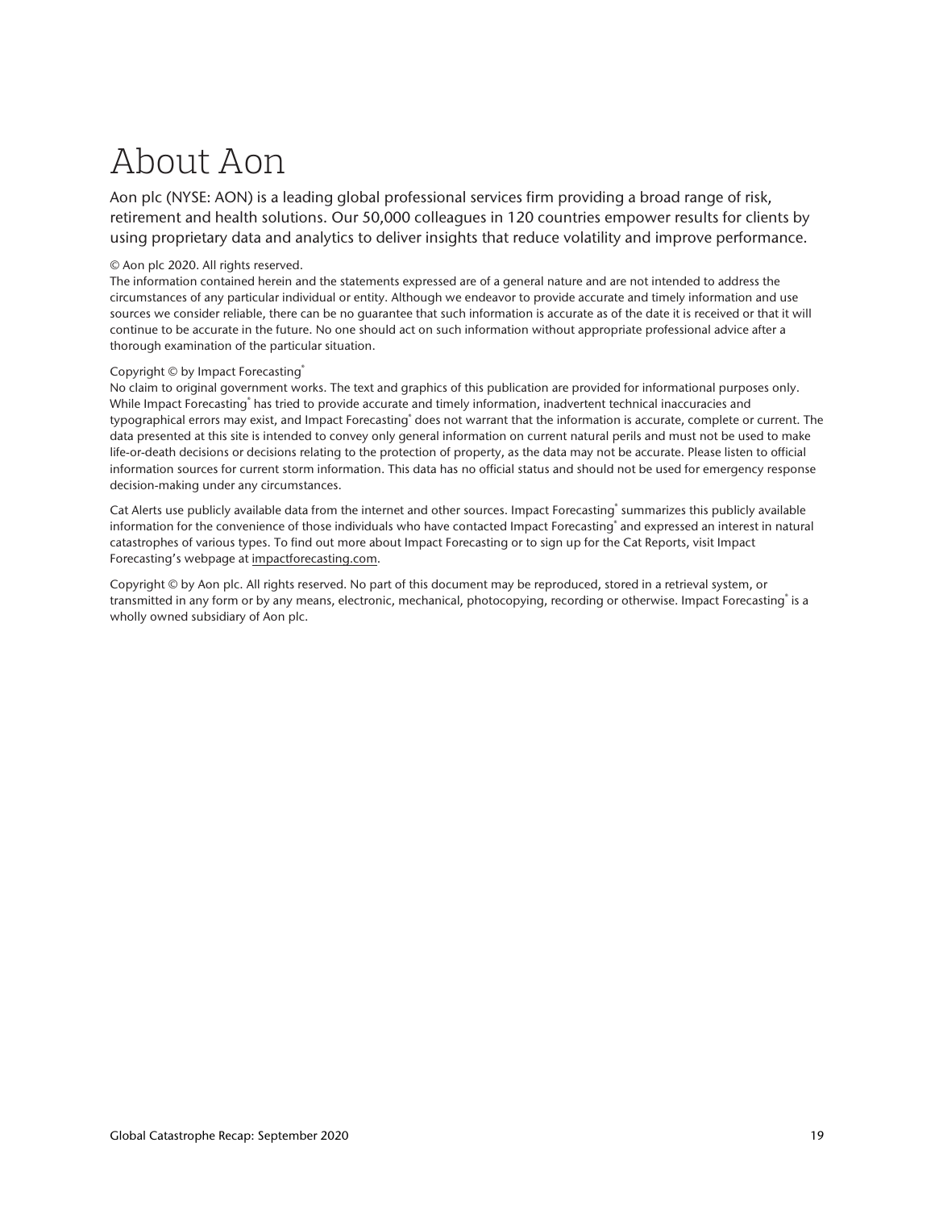# About Aon

Aon plc (NYSE: AON) is a leading global professional services firm providing a broad range of risk, retirement and health solutions. Our 50,000 colleagues in 120 countries empower results for clients by using proprietary data and analytics to deliver insights that reduce volatility and improve performance.

© Aon plc 2020. All rights reserved.
The information contained herein and the statements expressed are of a general nature and are not intended to address the circumstances of any particular individual or entity. Although we endeavor to provide accurate and timely information and use sources we consider reliable, there can be no guarantee that such information is accurate as of the date it is received or that it will continue to be accurate in the future. No one should act on such information without appropriate professional advice after a thorough examination of the particular situation.

Copyright © by Impact Forecasting®
No claim to original government works. The text and graphics of this publication are provided for informational purposes only. While Impact Forecasting® has tried to provide accurate and timely information, inadvertent technical inaccuracies and typographical errors may exist, and Impact Forecasting® does not warrant that the information is accurate, complete or current. The data presented at this site is intended to convey only general information on current natural perils and must not be used to make life-or-death decisions or decisions relating to the protection of property, as the data may not be accurate. Please listen to official information sources for current storm information. This data has no official status and should not be used for emergency response decision-making under any circumstances.

Cat Alerts use publicly available data from the internet and other sources. Impact Forecasting® summarizes this publicly available information for the convenience of those individuals who have contacted Impact Forecasting® and expressed an interest in natural catastrophes of various types. To find out more about Impact Forecasting or to sign up for the Cat Reports, visit Impact Forecasting's webpage at impactforecasting.com.

Copyright © by Aon plc. All rights reserved. No part of this document may be reproduced, stored in a retrieval system, or transmitted in any form or by any means, electronic, mechanical, photocopying, recording or otherwise. Impact Forecasting® is a wholly owned subsidiary of Aon plc.